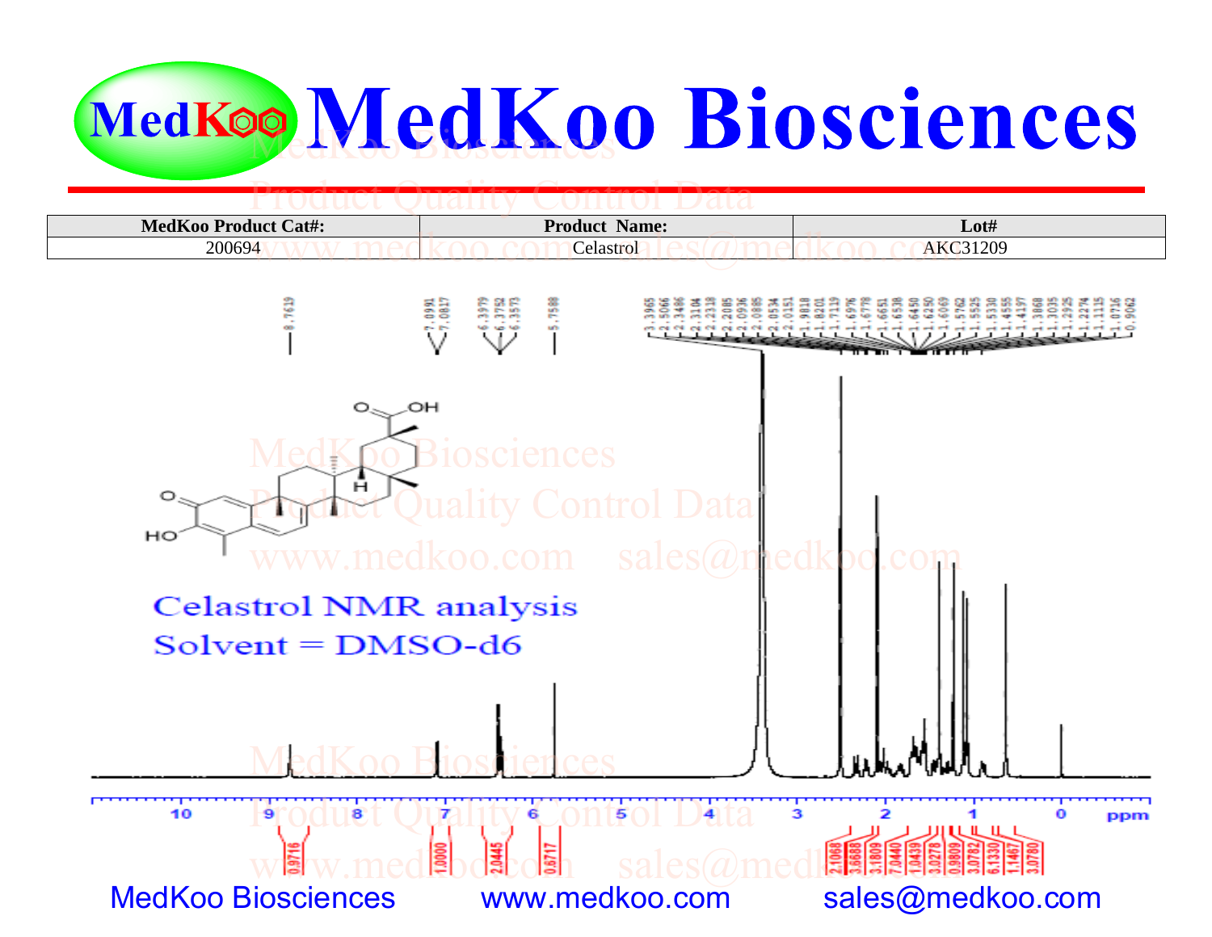# MedKoo Biosciences

| MedKoo Product Cat#: | Product Name: | Lot# |
| --- | --- | --- |
| 200694 | Celastrol | AKC31209 |

Celastrol NMR analysis

Solvent = DMSO-d6

MedKoo Biosciences www.medkoo.com sales@medkoo.com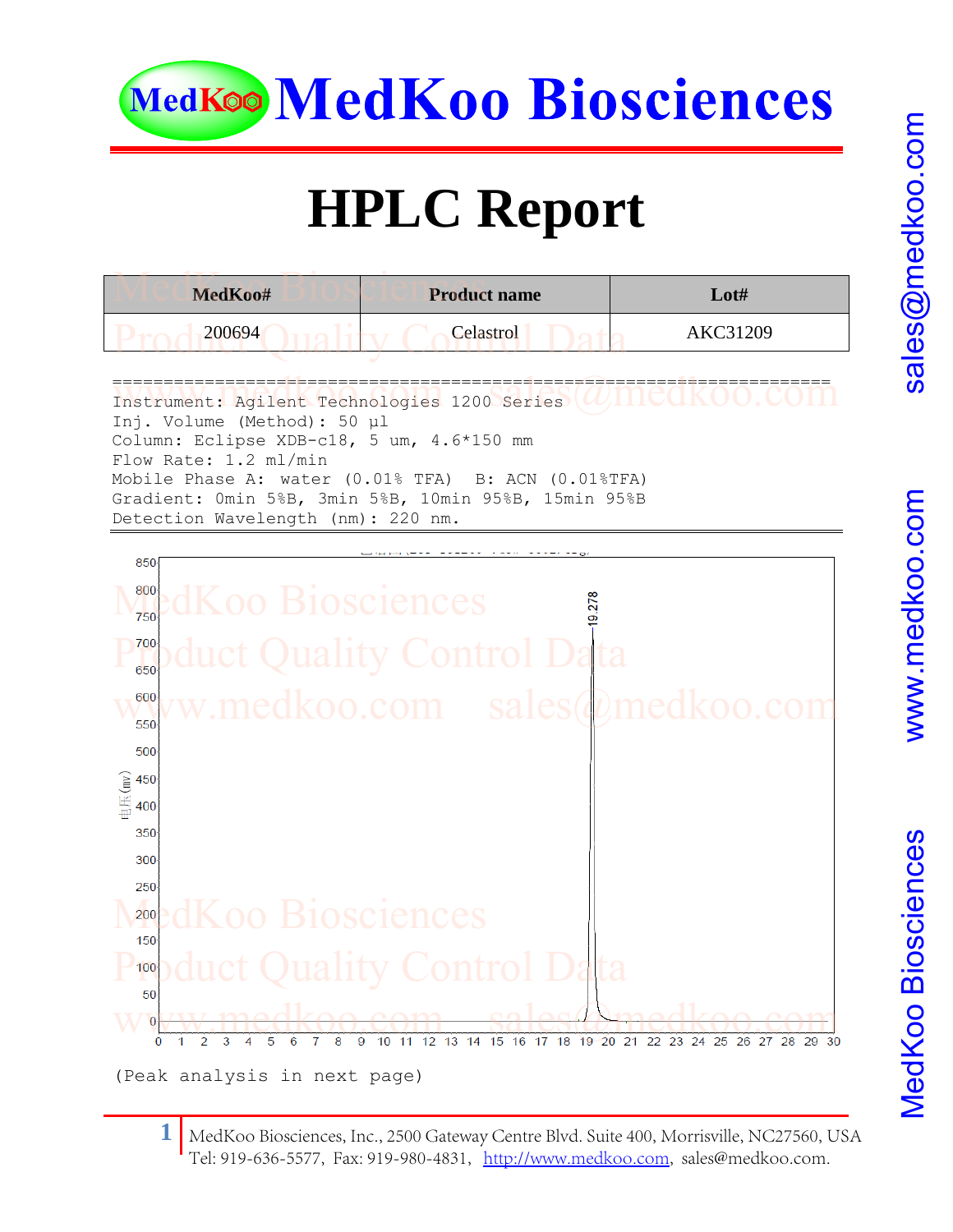# MedKoo Biosciences

# HPLC Report

| MedKoo# | Product name | Lot# |
| --- | --- | --- |
| 200694 | Celastrol | AKC31209 |

```
=================================================================
Instrument: Agilent Technologies 1200 Series
Inj. Volume (Method): 50 µl
Column: Eclipse XDB-c18, 5 um, 4.6*150 mm
Flow Rate: 1.2 ml/min
Mobile Phase A: water (0.01% TFA)  B: ACN (0.01%TFA)
Gradient: 0min 5%B, 3min 5%B, 10min 95%B, 15min 95%B
Detection Wavelength (nm): 220 nm.
```

(Peak analysis in next page)

MedKoo Biosciences, Inc., 2500 Gateway Centre Blvd. Suite 400, Morrisville, NC27560, USA
Tel: 919-636-5577, Fax: 919-980-4831, http://www.medkoo.com, sales@medkoo.com.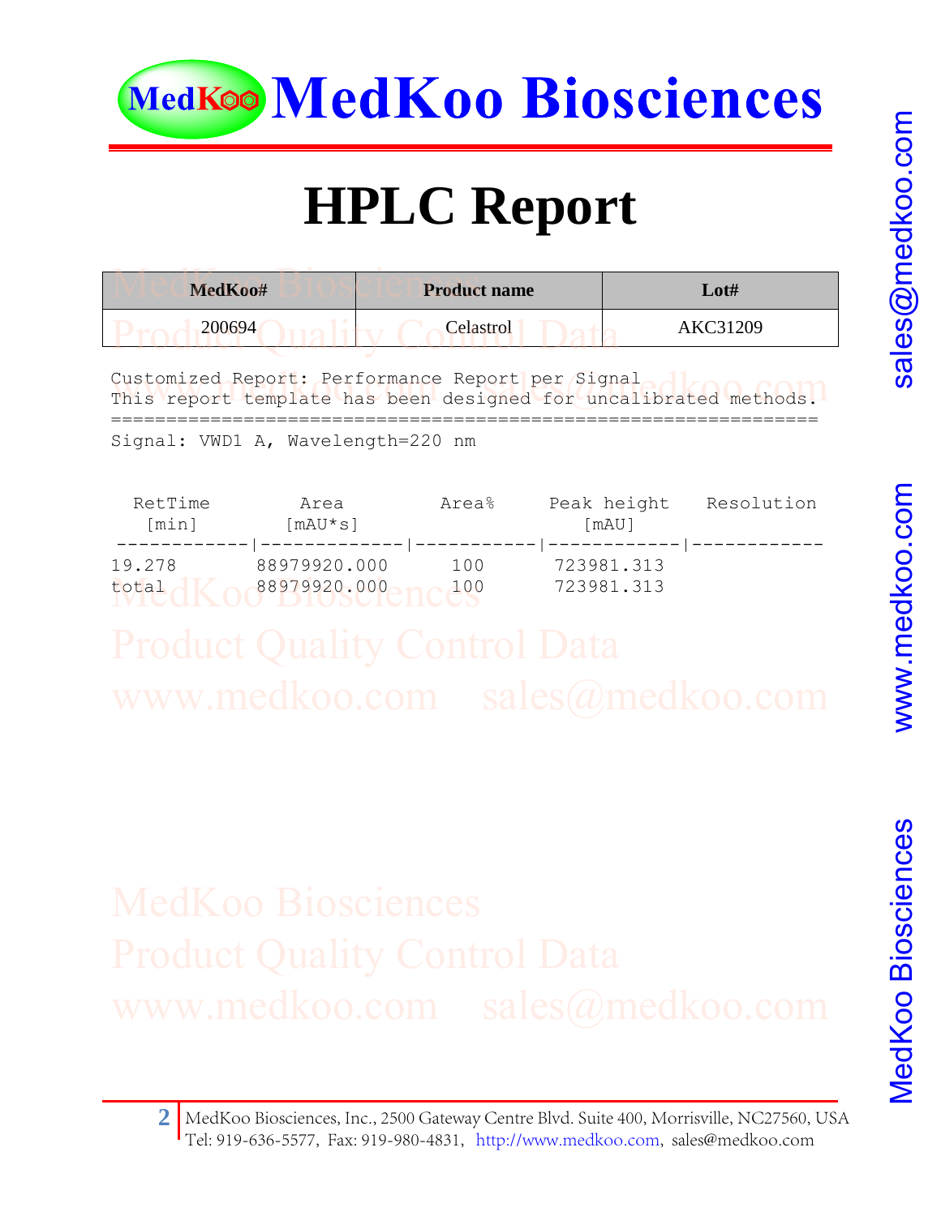# MedKoo Biosciences

# HPLC Report

| MedKoo# | Product name | Lot# |
|---|---|---|
| 200694 | Celastrol | AKC31209 |

```
Customized Report: Performance Report per Signal
This report template has been designed for uncalibrated methods.
================================================================
Signal: VWD1 A, Wavelength=220 nm
```

| RetTime [min] | Area [mAU*s] | Area% | Peak height [mAU] | Resolution |
|---|---|---|---|---|
| 19.278 | 88979920.000 | 100 | 723981.313 | |
| total | 88979920.000 | 100 | 723981.313 | |

MedKoo Biosciences, Inc., 2500 Gateway Centre Blvd. Suite 400, Morrisville, NC27560, USA
Tel: 919-636-5577, Fax: 919-980-4831, http://www.medkoo.com, sales@medkoo.com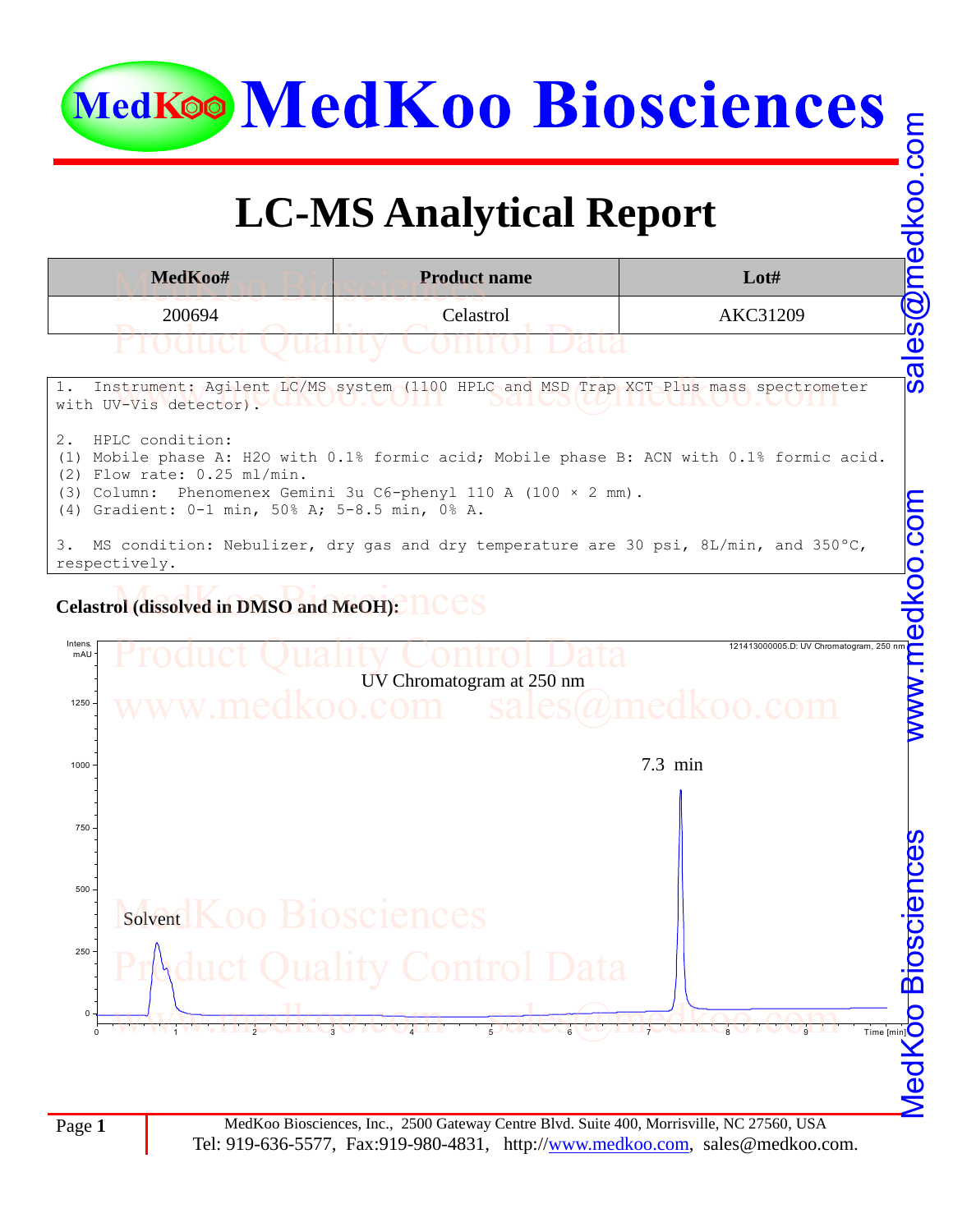# MedKoo Biosciences

## LC-MS Analytical Report

| MedKoo# | Product name | Lot# |
|---|---|---|
| 200694 | Celastrol | AKC31209 |

1. Instrument: Agilent LC/MS system (1100 HPLC and MSD Trap XCT Plus mass spectrometer with UV-Vis detector).

2. HPLC condition:
(1) Mobile phase A: $H_2O$ with 0.1% formic acid; Mobile phase B: ACN with 0.1% formic acid.
(2) Flow rate: 0.25 ml/min.
(3) Column: Phenomenex Gemini 3u C6-phenyl 110 A (100 × 2 mm).
(4) Gradient: 0-1 min, 50% A; 5-8.5 min, 0% A.

3. MS condition: Nebulizer, dry gas and dry temperature are 30 psi, 8L/min, and 350°C, respectively.

**Celastrol (dissolved in DMSO and MeOH):**

121413000005.D: UV Chromatogram, 250 nm

UV Chromatogram at 250 nm

Intens. mAU

Solvent

7.3 min

Time [min]

MedKoo Biosciences, Inc., 2500 Gateway Centre Blvd. Suite 400, Morrisville, NC 27560, USA
Tel: 919-636-5577, Fax:919-980-4831, http://www.medkoo.com, sales@medkoo.com.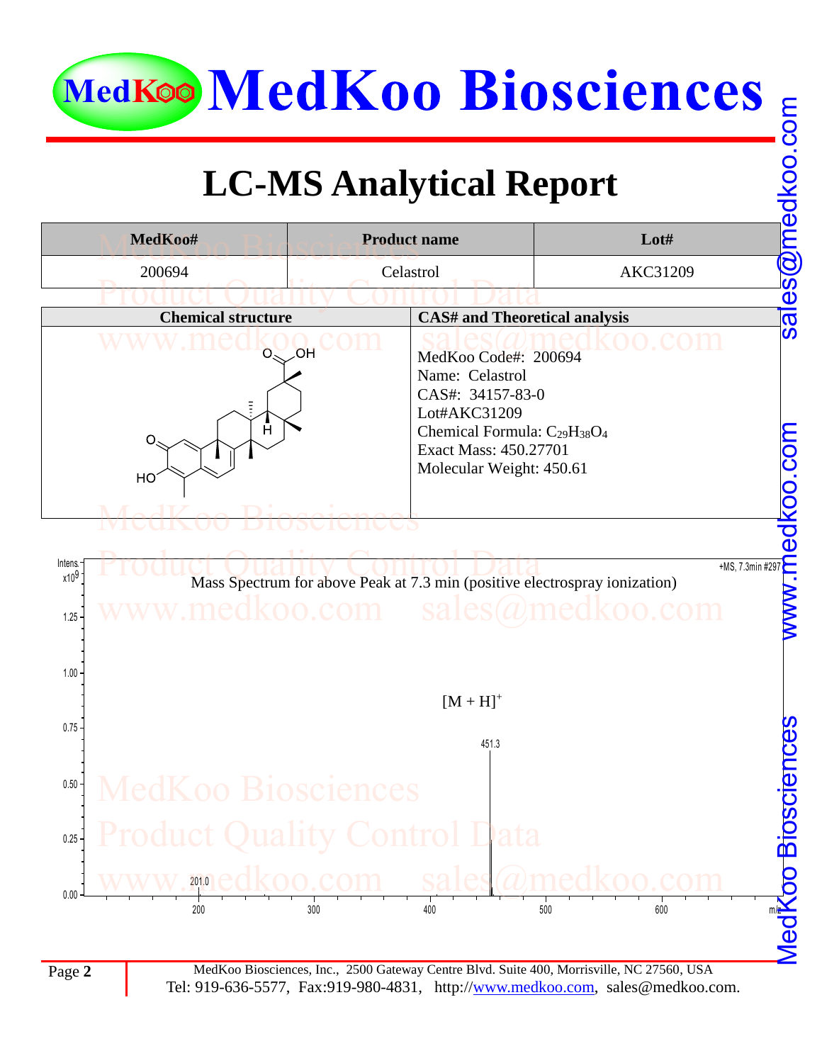# MedKoo Biosciences

## LC-MS Analytical Report

| MedKoo# | Product name | Lot# |
|---|---|---|
| 200694 | Celastrol | AKC31209 |

| Chemical structure | CAS# and Theoretical analysis |
|---|---|
| | MedKoo Code#: 200694<br>Name: Celastrol<br>CAS#: 34157-83-0<br>Lot#AKC31209<br>Chemical Formula: $C_{29}H_{38}O_4$<br>Exact Mass: 450.27701<br>Molecular Weight: 450.61 |

Mass Spectrum for above Peak at 7.3 min (positive electrospray ionization)

+MS, 7.3min #297

Intens. x10$^9$

1.25
1.00
0.75
0.50
0.25
0.00

$[M + H]^+$

451.3

201.0

200
300
400
500
600
m/z

MedKoo Biosciences, Inc., 2500 Gateway Centre Blvd. Suite 400, Morrisville, NC 27560, USA
Tel: 919-636-5577, Fax:919-980-4831, http://www.medkoo.com, sales@medkoo.com.